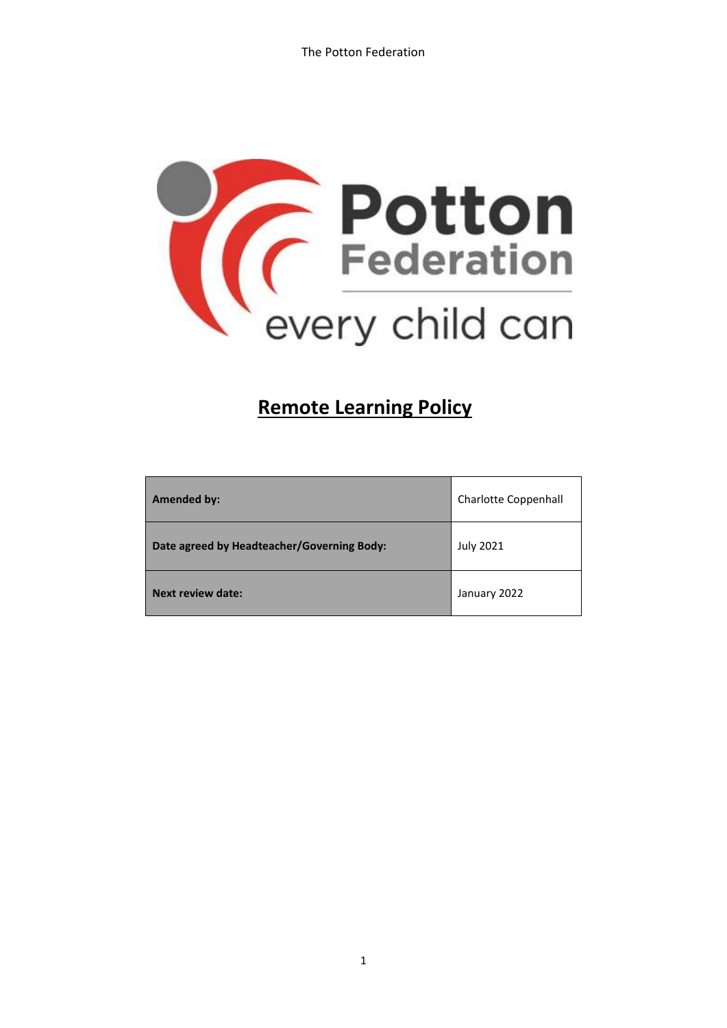# Remote Learning Policy

| Amended by: | Charlotte Coppenhall |
| --- | --- |
| Date agreed by Headteacher/Governing Body: | July 2021 |
| Next review date: | January 2022 |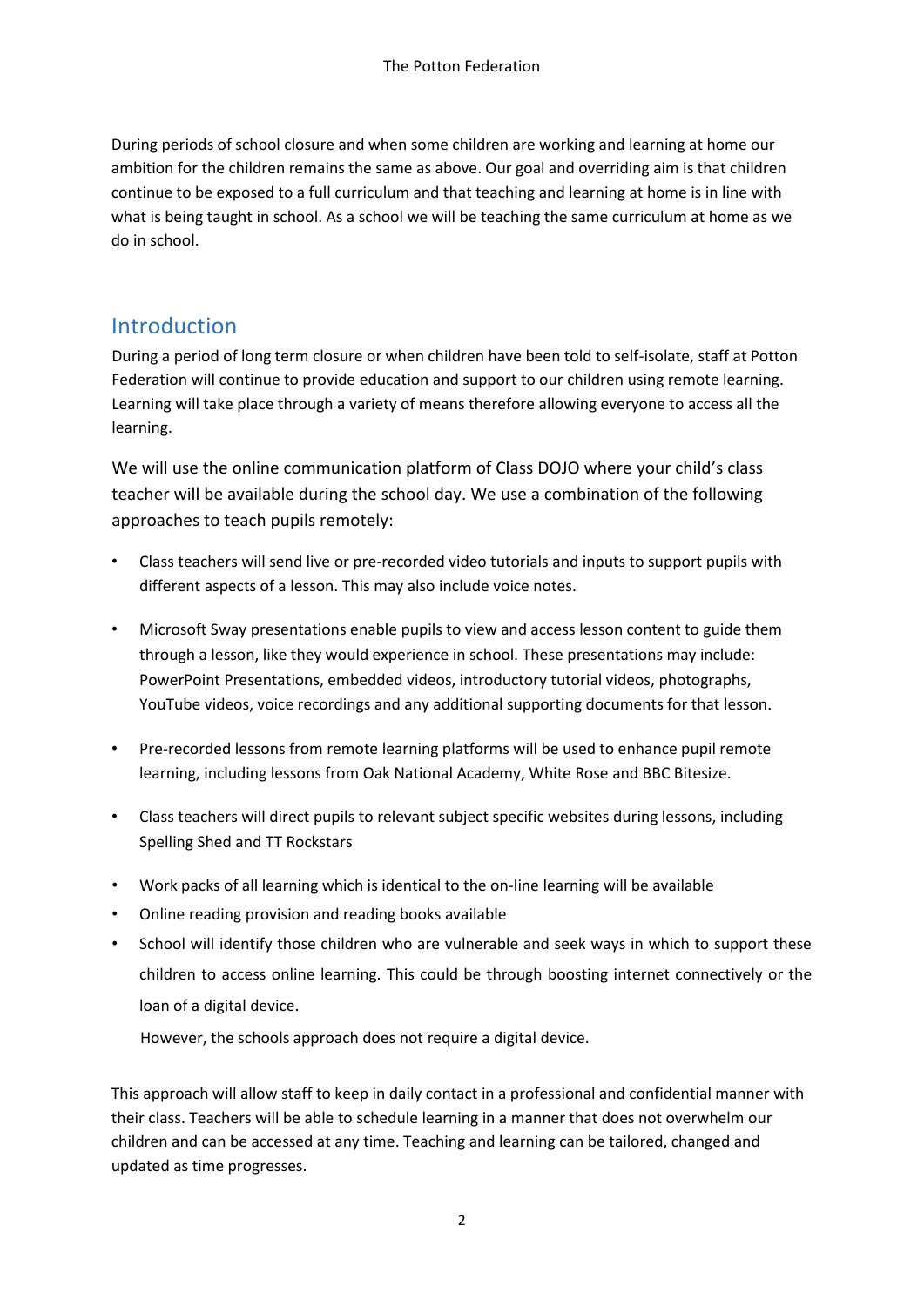During periods of school closure and when some children are working and learning at home our ambition for the children remains the same as above. Our goal and overriding aim is that children continue to be exposed to a full curriculum and that teaching and learning at home is in line with what is being taught in school. As a school we will be teaching the same curriculum at home as we do in school.

## Introduction

During a period of long term closure or when children have been told to self-isolate, staff at Potton Federation will continue to provide education and support to our children using remote learning. Learning will take place through a variety of means therefore allowing everyone to access all the learning.

We will use the online communication platform of Class DOJO where your child's class teacher will be available during the school day. We use a combination of the following approaches to teach pupils remotely:

- Class teachers will send live or pre-recorded video tutorials and inputs to support pupils with different aspects of a lesson. This may also include voice notes.
- Microsoft Sway presentations enable pupils to view and access lesson content to guide them through a lesson, like they would experience in school. These presentations may include: PowerPoint Presentations, embedded videos, introductory tutorial videos, photographs, YouTube videos, voice recordings and any additional supporting documents for that lesson.
- Pre-recorded lessons from remote learning platforms will be used to enhance pupil remote learning, including lessons from Oak National Academy, White Rose and BBC Bitesize.
- Class teachers will direct pupils to relevant subject specific websites during lessons, including Spelling Shed and TT Rockstars
- Work packs of all learning which is identical to the on-line learning will be available
- Online reading provision and reading books available
- School will identify those children who are vulnerable and seek ways in which to support these children to access online learning. This could be through boosting internet connectively or the loan of a digital device.

  However, the schools approach does not require a digital device.

This approach will allow staff to keep in daily contact in a professional and confidential manner with their class. Teachers will be able to schedule learning in a manner that does not overwhelm our children and can be accessed at any time. Teaching and learning can be tailored, changed and updated as time progresses.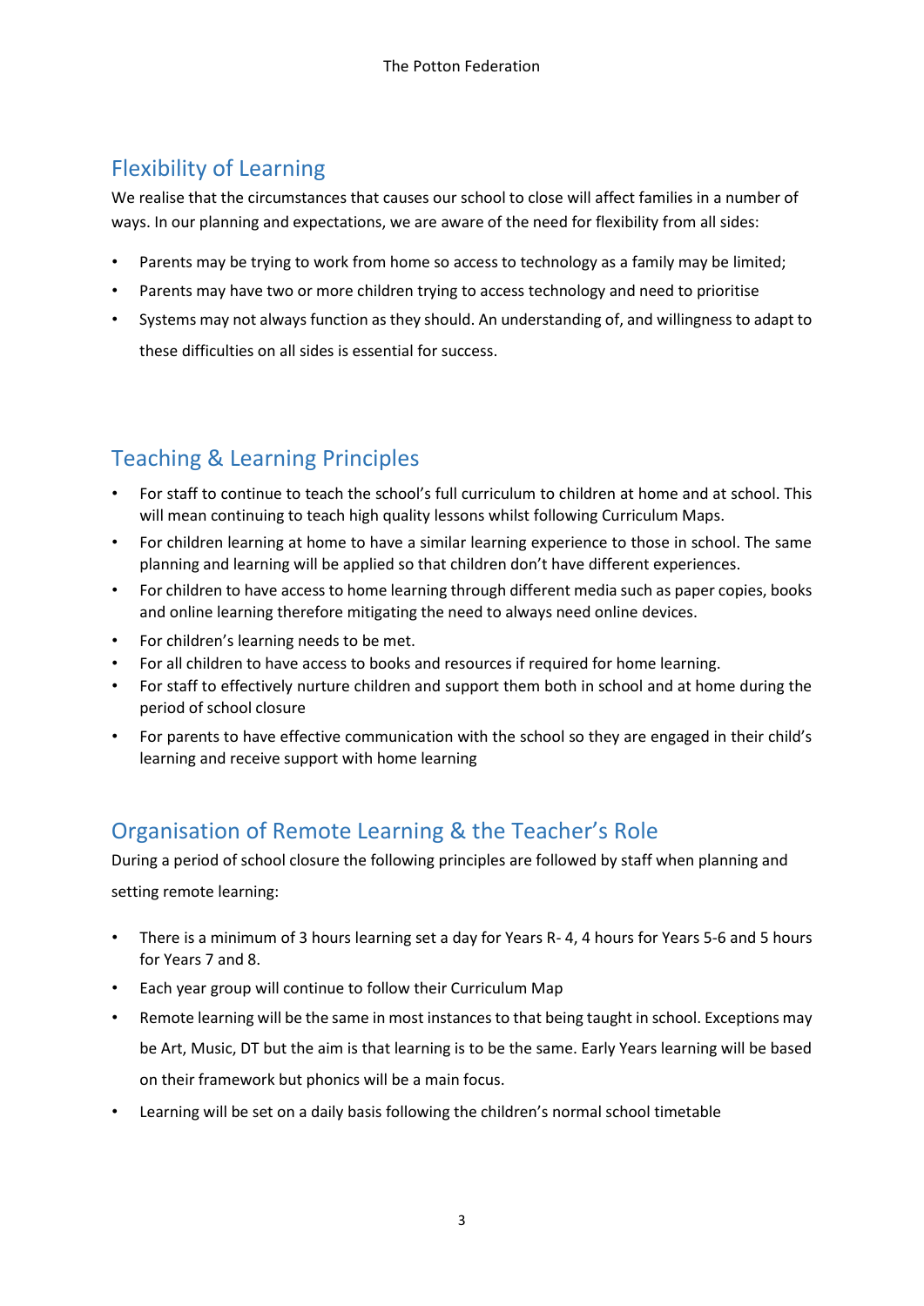## Flexibility of Learning

We realise that the circumstances that causes our school to close will affect families in a number of ways. In our planning and expectations, we are aware of the need for flexibility from all sides:

- Parents may be trying to work from home so access to technology as a family may be limited;
- Parents may have two or more children trying to access technology and need to prioritise
- Systems may not always function as they should. An understanding of, and willingness to adapt to these difficulties on all sides is essential for success.

## Teaching & Learning Principles

- For staff to continue to teach the school's full curriculum to children at home and at school. This will mean continuing to teach high quality lessons whilst following Curriculum Maps.
- For children learning at home to have a similar learning experience to those in school. The same planning and learning will be applied so that children don't have different experiences.
- For children to have access to home learning through different media such as paper copies, books and online learning therefore mitigating the need to always need online devices.
- For children's learning needs to be met.
- For all children to have access to books and resources if required for home learning.
- For staff to effectively nurture children and support them both in school and at home during the period of school closure
- For parents to have effective communication with the school so they are engaged in their child's learning and receive support with home learning

## Organisation of Remote Learning & the Teacher's Role

During a period of school closure the following principles are followed by staff when planning and setting remote learning:

- There is a minimum of 3 hours learning set a day for Years R- 4, 4 hours for Years 5-6 and 5 hours for Years 7 and 8.
- Each year group will continue to follow their Curriculum Map
- Remote learning will be the same in most instances to that being taught in school. Exceptions may be Art, Music, DT but the aim is that learning is to be the same. Early Years learning will be based on their framework but phonics will be a main focus.
- Learning will be set on a daily basis following the children's normal school timetable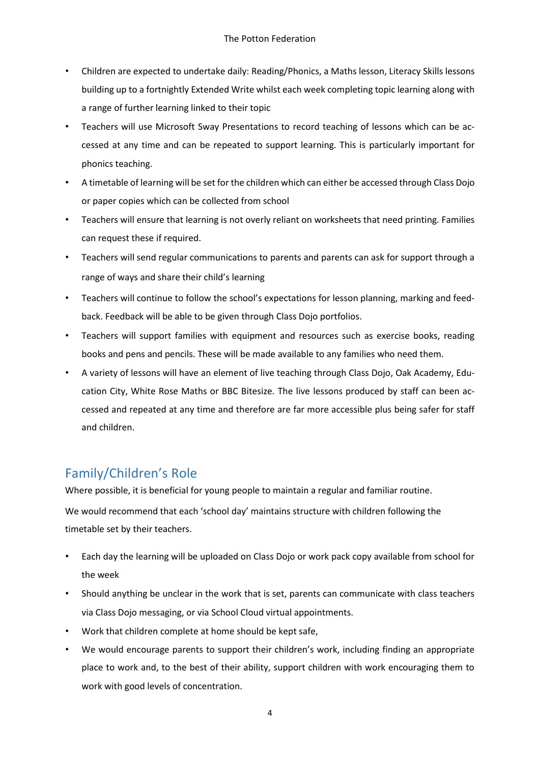- Children are expected to undertake daily: Reading/Phonics, a Maths lesson, Literacy Skills lessons building up to a fortnightly Extended Write whilst each week completing topic learning along with a range of further learning linked to their topic
- Teachers will use Microsoft Sway Presentations to record teaching of lessons which can be accessed at any time and can be repeated to support learning. This is particularly important for phonics teaching.
- A timetable of learning will be set for the children which can either be accessed through Class Dojo or paper copies which can be collected from school
- Teachers will ensure that learning is not overly reliant on worksheets that need printing. Families can request these if required.
- Teachers will send regular communications to parents and parents can ask for support through a range of ways and share their child's learning
- Teachers will continue to follow the school's expectations for lesson planning, marking and feedback. Feedback will be able to be given through Class Dojo portfolios.
- Teachers will support families with equipment and resources such as exercise books, reading books and pens and pencils. These will be made available to any families who need them.
- A variety of lessons will have an element of live teaching through Class Dojo, Oak Academy, Education City, White Rose Maths or BBC Bitesize. The live lessons produced by staff can been accessed and repeated at any time and therefore are far more accessible plus being safer for staff and children.

## Family/Children's Role

Where possible, it is beneficial for young people to maintain a regular and familiar routine.

We would recommend that each 'school day' maintains structure with children following the timetable set by their teachers.

- Each day the learning will be uploaded on Class Dojo or work pack copy available from school for the week
- Should anything be unclear in the work that is set, parents can communicate with class teachers via Class Dojo messaging, or via School Cloud virtual appointments.
- Work that children complete at home should be kept safe,
- We would encourage parents to support their children's work, including finding an appropriate place to work and, to the best of their ability, support children with work encouraging them to work with good levels of concentration.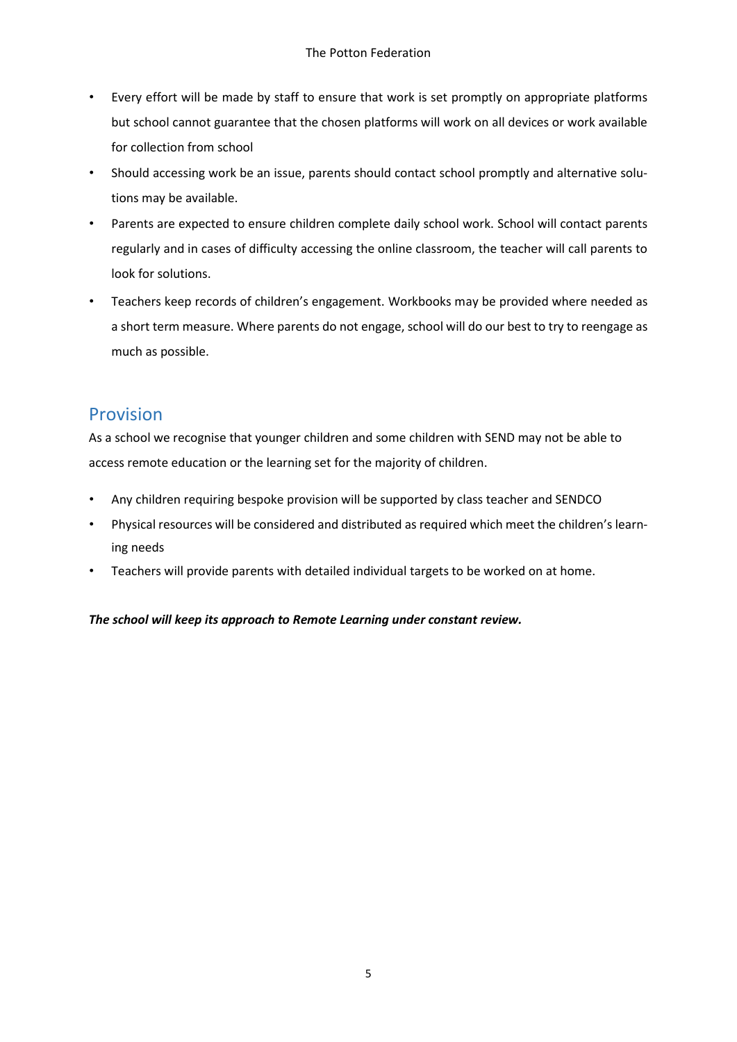- Every effort will be made by staff to ensure that work is set promptly on appropriate platforms but school cannot guarantee that the chosen platforms will work on all devices or work available for collection from school
- Should accessing work be an issue, parents should contact school promptly and alternative solutions may be available.
- Parents are expected to ensure children complete daily school work. School will contact parents regularly and in cases of difficulty accessing the online classroom, the teacher will call parents to look for solutions.
- Teachers keep records of children's engagement. Workbooks may be provided where needed as a short term measure. Where parents do not engage, school will do our best to try to reengage as much as possible.

## Provision

As a school we recognise that younger children and some children with SEND may not be able to access remote education or the learning set for the majority of children.

- Any children requiring bespoke provision will be supported by class teacher and SENDCO
- Physical resources will be considered and distributed as required which meet the children's learning needs
- Teachers will provide parents with detailed individual targets to be worked on at home.

***The school will keep its approach to Remote Learning under constant review.***